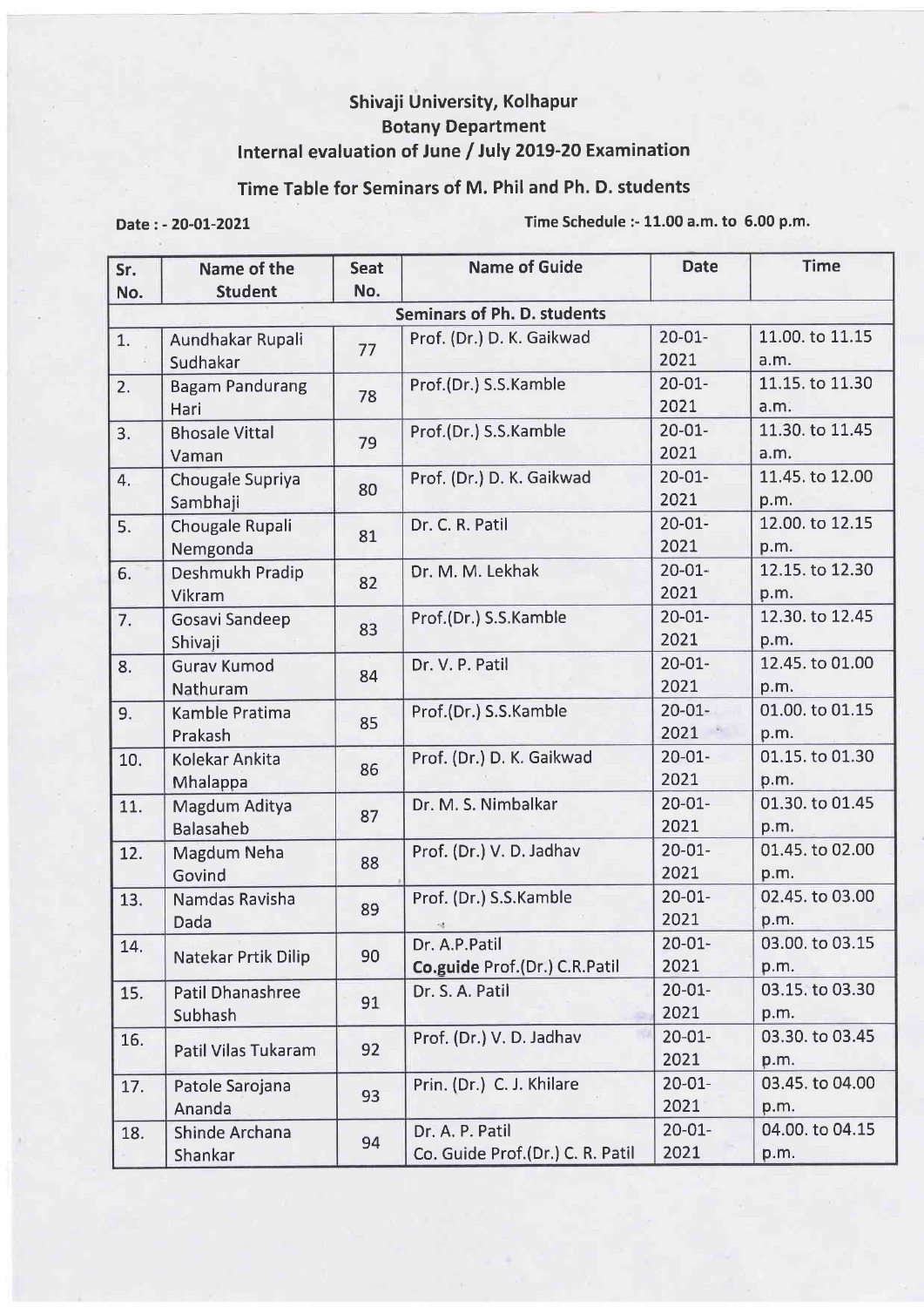# Shivaji University, Kolhapur

## Botany Department

## Internal evaluation of June / July 2019-20 Examination

## Time Table for Seminars of M. Phil and Ph. D. students

**Date : - 20-01-2021** **Time Schedule :- 11.00 a.m. to 6.00 p.m.**

| Sr. No. | Name of the Student | Seat No. | Name of Guide | Date | Time |
|---|---|---|---|---|---|
| **Seminars of Ph. D. students** | | | | | |
| 1. | Aundhakar Rupali Sudhakar | 77 | Prof. (Dr.) D. K. Gaikwad | 20-01-2021 | 11.00. to 11.15 a.m. |
| 2. | Bagam Pandurang Hari | 78 | Prof.(Dr.) S.S.Kamble | 20-01-2021 | 11.15. to 11.30 a.m. |
| 3. | Bhosale Vittal Vaman | 79 | Prof.(Dr.) S.S.Kamble | 20-01-2021 | 11.30. to 11.45 a.m. |
| 4. | Chougale Supriya Sambhaji | 80 | Prof. (Dr.) D. K. Gaikwad | 20-01-2021 | 11.45. to 12.00 p.m. |
| 5. | Chougale Rupali Nemgonda | 81 | Dr. C. R. Patil | 20-01-2021 | 12.00. to 12.15 p.m. |
| 6. | Deshmukh Pradip Vikram | 82 | Dr. M. M. Lekhak | 20-01-2021 | 12.15. to 12.30 p.m. |
| 7. | Gosavi Sandeep Shivaji | 83 | Prof.(Dr.) S.S.Kamble | 20-01-2021 | 12.30. to 12.45 p.m. |
| 8. | Gurav Kumod Nathuram | 84 | Dr. V. P. Patil | 20-01-2021 | 12.45. to 01.00 p.m. |
| 9. | Kamble Pratima Prakash | 85 | Prof.(Dr.) S.S.Kamble | 20-01-2021 | 01.00. to 01.15 p.m. |
| 10. | Kolekar Ankita Mhalappa | 86 | Prof. (Dr.) D. K. Gaikwad | 20-01-2021 | 01.15. to 01.30 p.m. |
| 11. | Magdum Aditya Balasaheb | 87 | Dr. M. S. Nimbalkar | 20-01-2021 | 01.30. to 01.45 p.m. |
| 12. | Magdum Neha Govind | 88 | Prof. (Dr.) V. D. Jadhav | 20-01-2021 | 01.45. to 02.00 p.m. |
| 13. | Namdas Ravisha Dada | 89 | Prof. (Dr.) S.S.Kamble | 20-01-2021 | 02.45. to 03.00 p.m. |
| 14. | Natekar Prtik Dilip | 90 | Dr. A.P.Patil **Co.guide** Prof.(Dr.) C.R.Patil | 20-01-2021 | 03.00. to 03.15 p.m. |
| 15. | Patil Dhanashree Subhash | 91 | Dr. S. A. Patil | 20-01-2021 | 03.15. to 03.30 p.m. |
| 16. | Patil Vilas Tukaram | 92 | Prof. (Dr.) V. D. Jadhav | 20-01-2021 | 03.30. to 03.45 p.m. |
| 17. | Patole Sarojana Ananda | 93 | Prin. (Dr.) C. J. Khilare | 20-01-2021 | 03.45. to 04.00 p.m. |
| 18. | Shinde Archana Shankar | 94 | Dr. A. P. Patil Co. Guide Prof.(Dr.) C. R. Patil | 20-01-2021 | 04.00. to 04.15 p.m. |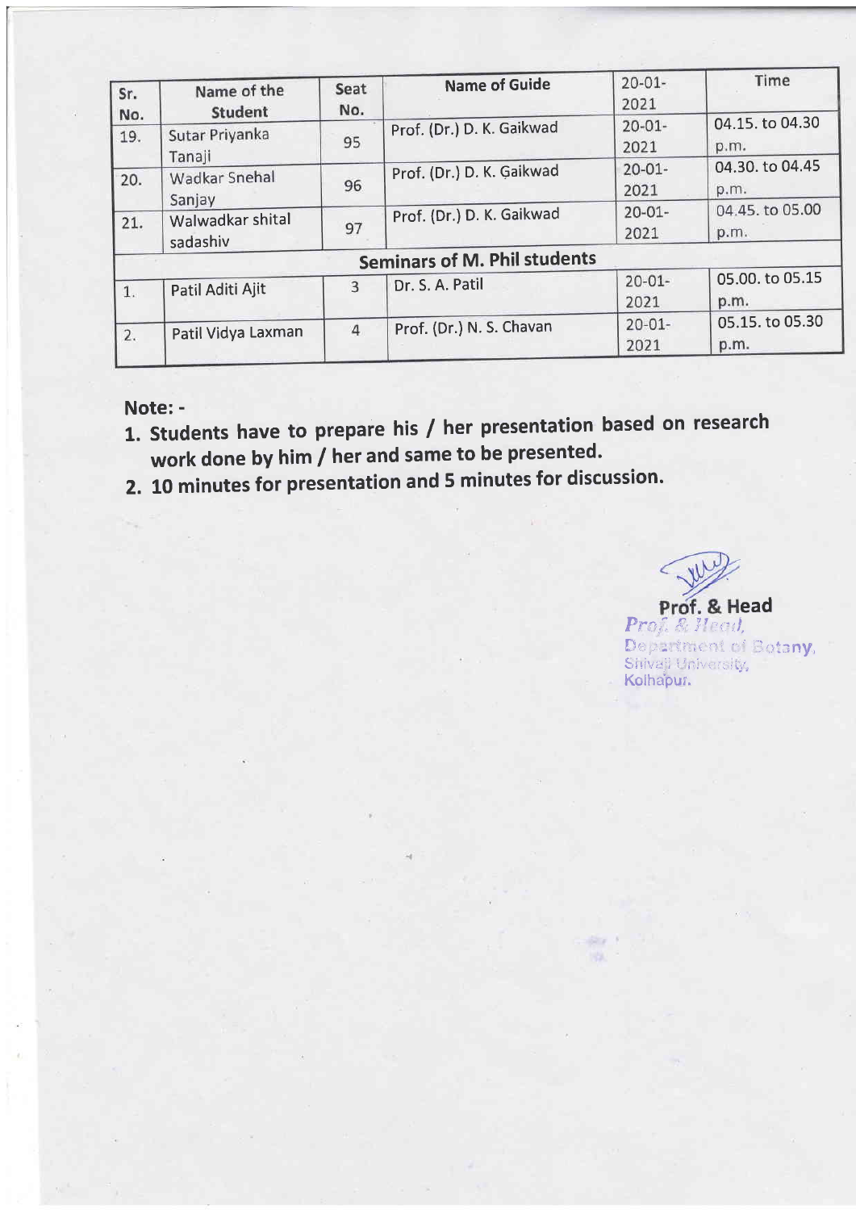| Sr. No. | Name of the Student | Seat No. | Name of Guide | 20-01-2021 | Time |
|---|---|---|---|---|---|
| 19. | Sutar Priyanka Tanaji | 95 | Prof. (Dr.) D. K. Gaikwad | 20-01-2021 | 04.15. to 04.30 p.m. |
| 20. | Wadkar Snehal Sanjay | 96 | Prof. (Dr.) D. K. Gaikwad | 20-01-2021 | 04.30. to 04.45 p.m. |
| 21. | Walwadkar shital sadashiv | 97 | Prof. (Dr.) D. K. Gaikwad | 20-01-2021 | 04.45. to 05.00 p.m. |
| **Seminars of M. Phil students** | | | | | |
| 1. | Patil Aditi Ajit | 3 | Dr. S. A. Patil | 20-01-2021 | 05.00. to 05.15 p.m. |
| 2. | Patil Vidya Laxman | 4 | Prof. (Dr.) N. S. Chavan | 20-01-2021 | 05.15. to 05.30 p.m. |

**Note: -**

1. **Students have to prepare his / her presentation based on research work done by him / her and same to be presented.**
2. **10 minutes for presentation and 5 minutes for discussion.**

**Prof. & Head**

Prof. & Head,
Department of Botany,
Shivaji University,
Kolhapur.